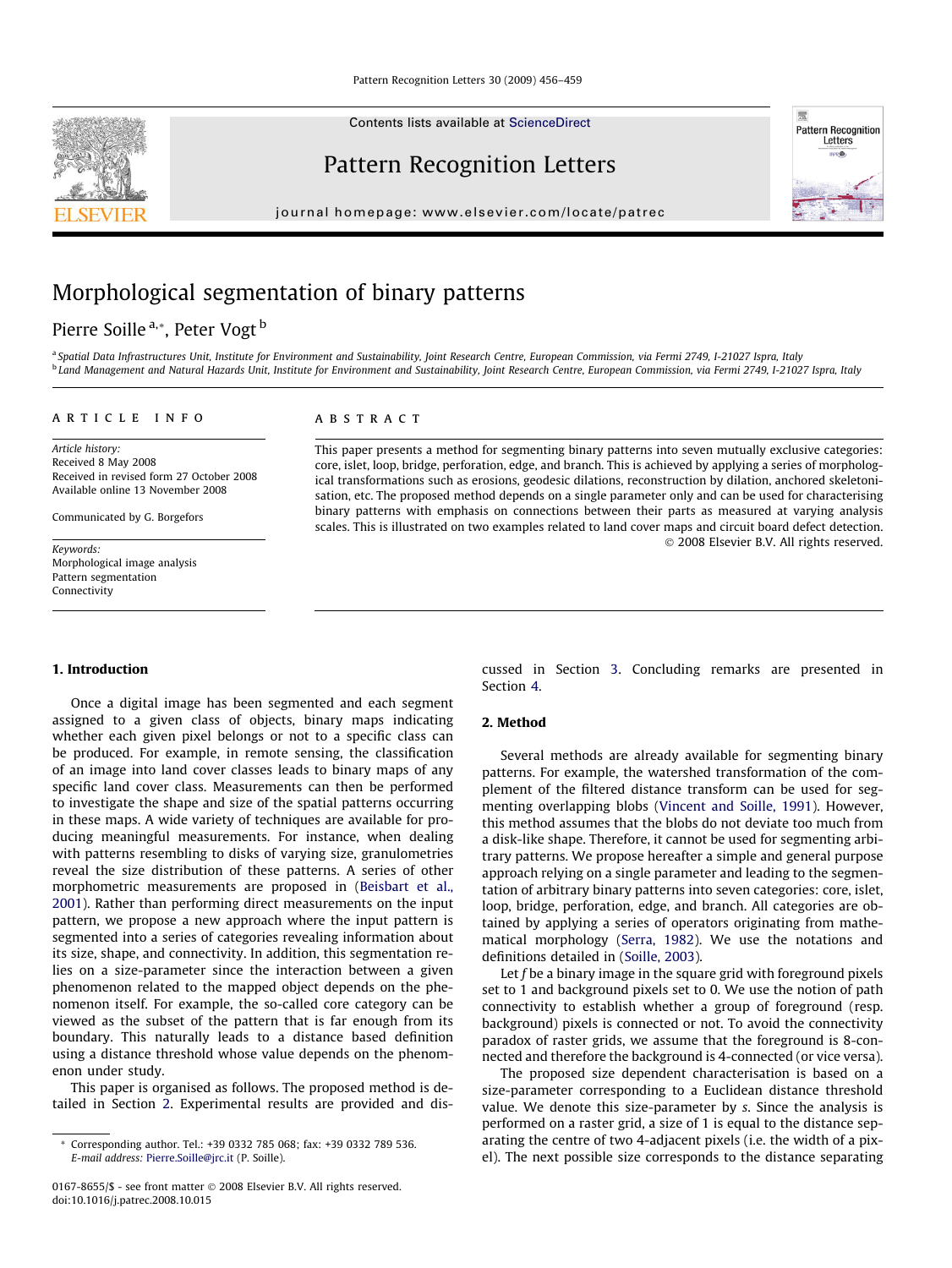Contents lists available at ScienceDirect

# Pattern Recognition Letters

journal homepage: www.elsevier.com/locate/patrec

# Morphological segmentation of binary patterns

Pierre Soille [a,*], Peter Vogt [b]

[a] Spatial Data Infrastructures Unit, Institute for Environment and Sustainability, Joint Research Centre, European Commission, via Fermi 2749, I-21027 Ispra, Italy
[b] Land Management and Natural Hazards Unit, Institute for Environment and Sustainability, Joint Research Centre, European Commission, via Fermi 2749, I-21027 Ispra, Italy

**ARTICLE INFO**

*Article history:*
Received 8 May 2008
Received in revised form 27 October 2008
Available online 13 November 2008

Communicated by G. Borgefors

*Keywords:*
Morphological image analysis
Pattern segmentation
Connectivity

**ABSTRACT**

This paper presents a method for segmenting binary patterns into seven mutually exclusive categories: core, islet, loop, bridge, perforation, edge, and branch. This is achieved by applying a series of morphological transformations such as erosions, geodesic dilations, reconstruction by dilation, anchored skeletonisation, etc. The proposed method depends on a single parameter only and can be used for characterising binary patterns with emphasis on connections between their parts as measured at varying analysis scales. This is illustrated on two examples related to land cover maps and circuit board defect detection.

© 2008 Elsevier B.V. All rights reserved.

## 1. Introduction

Once a digital image has been segmented and each segment assigned to a given class of objects, binary maps indicating whether each given pixel belongs or not to a specific class can be produced. For example, in remote sensing, the classification of an image into land cover classes leads to binary maps of any specific land cover class. Measurements can then be performed to investigate the shape and size of the spatial patterns occurring in these maps. A wide variety of techniques are available for producing meaningful measurements. For instance, when dealing with patterns resembling to disks of varying size, granulometries reveal the size distribution of these patterns. A series of other morphometric measurements are proposed in (Beisbart et al., 2001). Rather than performing direct measurements on the input pattern, we propose a new approach where the input pattern is segmented into a series of categories revealing information about its size, shape, and connectivity. In addition, this segmentation relies on a size-parameter since the interaction between a given phenomenon related to the mapped object depends on the phenomenon itself. For example, the so-called core category can be viewed as the subset of the pattern that is far enough from its boundary. This naturally leads to a distance based definition using a distance threshold whose value depends on the phenomenon under study.

This paper is organised as follows. The proposed method is detailed in Section 2. Experimental results are provided and discussed in Section 3. Concluding remarks are presented in Section 4.

## 2. Method

Several methods are already available for segmenting binary patterns. For example, the watershed transformation of the complement of the filtered distance transform can be used for segmenting overlapping blobs (Vincent and Soille, 1991). However, this method assumes that the blobs do not deviate too much from a disk-like shape. Therefore, it cannot be used for segmenting arbitrary patterns. We propose hereafter a simple and general purpose approach relying on a single parameter and leading to the segmentation of arbitrary binary patterns into seven categories: core, islet, loop, bridge, perforation, edge, and branch. All categories are obtained by applying a series of operators originating from mathematical morphology (Serra, 1982). We use the notations and definitions detailed in (Soille, 2003).

Let $f$ be a binary image in the square grid with foreground pixels set to 1 and background pixels set to 0. We use the notion of path connectivity to establish whether a group of foreground (resp. background) pixels is connected or not. To avoid the connectivity paradox of raster grids, we assume that the foreground is 8-connected and therefore the background is 4-connected (or vice versa).

The proposed size dependent characterisation is based on a size-parameter corresponding to a Euclidean distance threshold value. We denote this size-parameter by $s$. Since the analysis is performed on a raster grid, a size of 1 is equal to the distance separating the centre of two 4-adjacent pixels (i.e. the width of a pixel). The next possible size corresponds to the distance separating

* Corresponding author. Tel.: +39 0332 785 068; fax: +39 0332 789 536.
*E-mail address:* Pierre.Soille@jrc.it (P. Soille).

0167-8655/$ - see front matter © 2008 Elsevier B.V. All rights reserved.
doi:10.1016/j.patrec.2008.10.015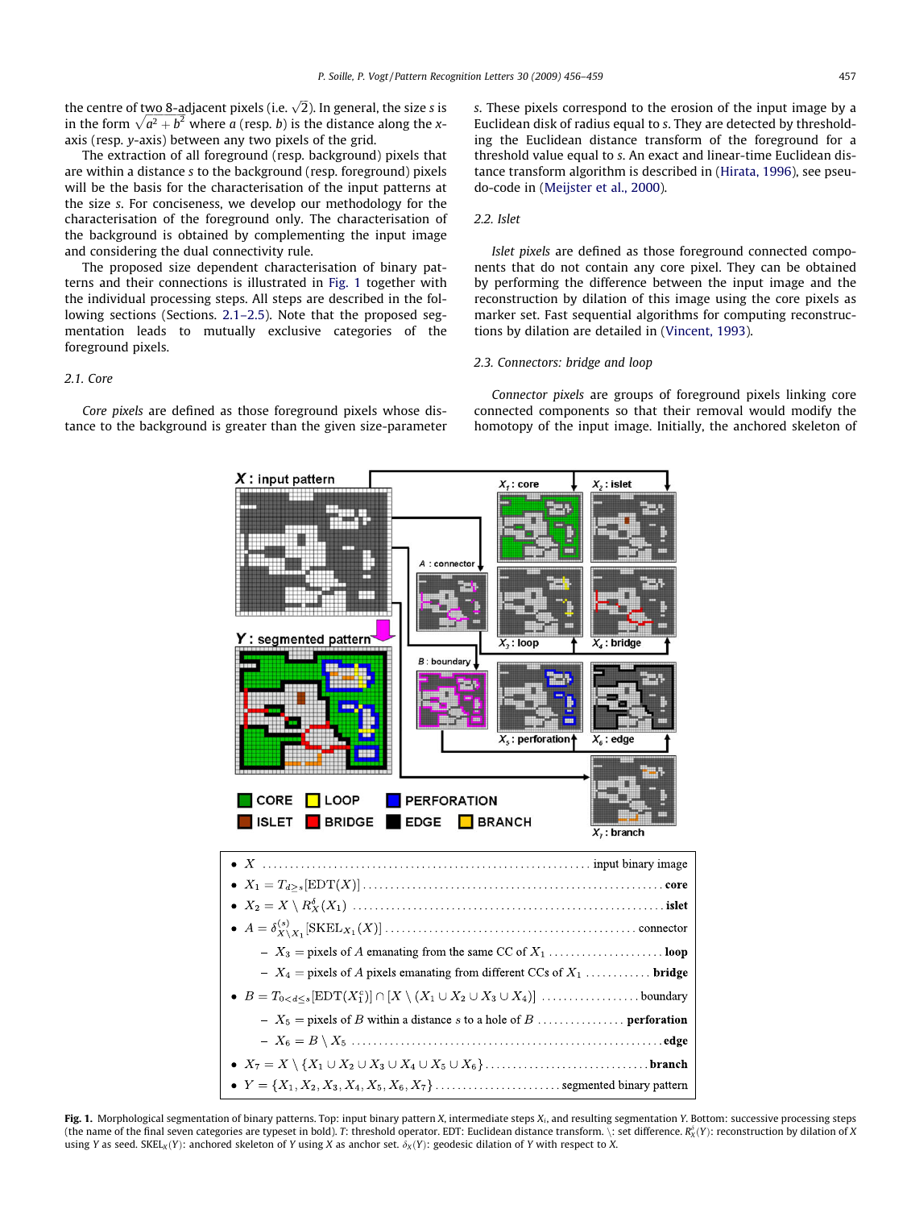the centre of two 8-adjacent pixels (i.e. $\sqrt{2}$). In general, the size $s$ is in the form $\sqrt{a^2+b^2}$ where $a$ (resp. $b$) is the distance along the $x$-axis (resp. $y$-axis) between any two pixels of the grid.

The extraction of all foreground (resp. background) pixels that are within a distance $s$ to the background (resp. foreground) pixels will be the basis for the characterisation of the input patterns at the size $s$. For conciseness, we develop our methodology for the characterisation of the foreground only. The characterisation of the background is obtained by complementing the input image and considering the dual connectivity rule.

The proposed size dependent characterisation of binary patterns and their connections is illustrated in Fig. 1 together with the individual processing steps. All steps are described in the following sections (Sections. 2.1–2.5). Note that the proposed segmentation leads to mutually exclusive categories of the foreground pixels.

### 2.1. Core

*Core pixels* are defined as those foreground pixels whose distance to the background is greater than the given size-parameter $s$. These pixels correspond to the erosion of the input image by a Euclidean disk of radius equal to $s$. They are detected by thresholding the Euclidean distance transform for the foreground for a threshold value equal to $s$. An exact and linear-time Euclidean distance transform algorithm is described in (Hirata, 1996), see pseudo-code in (Meijster et al., 2000).

### 2.2. Islet

*Islet pixels* are defined as those foreground connected components that do not contain any core pixel. They can be obtained by performing the difference between the input image and the reconstruction by dilation of this image using the core pixels as marker set. Fast sequential algorithms for computing reconstructions by dilation are detailed in (Vincent, 1993).

### 2.3. Connectors: bridge and loop

*Connector pixels* are groups of foreground pixels linking core connected components so that their removal would modify the homotopy of the input image. Initially, the anchored skeleton of

- $X$ ........ input binary image
- $X_1 = T_{d>s}[\text{EDT}(X)]$ ........ **core**
- $X_2 = X \setminus R_X^\delta(X_1)$ ........ **islet**
- $A = \delta_{X \setminus X_1}^{(s)}[\text{SKEL}_{X_1}(X)]$ ........ connector
  - $X_3$ = pixels of $A$ emanating from the same CC of $X_1$ ........ **loop**
  - $X_4$ = pixels of $A$ pixels emanating from different CCs of $X_1$ ........ **bridge**
- $B = T_{0<d\leq s}[\text{EDT}(X_1^c)] \cap [X \setminus (X_1 \cup X_2 \cup X_3 \cup X_4)]$ ........ boundary
  - $X_5$ = pixels of $B$ within a distance $s$ to a hole of $B$ ........ **perforation**
  - $X_6 = B \setminus X_5$ ........ **edge**
- $X_7 = X \setminus \{X_1 \cup X_2 \cup X_3 \cup X_4 \cup X_5 \cup X_6\}$ ........ **branch**
- $Y = \{X_1, X_2, X_3, X_4, X_5, X_6, X_7\}$ ........ segmented binary pattern

**Fig. 1.** Morphological segmentation of binary patterns. Top: input binary pattern $X$, intermediate steps $X_i$, and resulting segmentation $Y$. Bottom: successive processing steps (the name of the final seven categories are typeset in bold). $T$: threshold operator. EDT: Euclidean distance transform. \: set difference. $R_X^\delta(Y)$: reconstruction by dilation of $X$ using $Y$ as seed. $\text{SKEL}_X(Y)$: anchored skeleton of $Y$ using $X$ as anchor set. $\delta_X(Y)$: geodesic dilation of $Y$ with respect to $X$.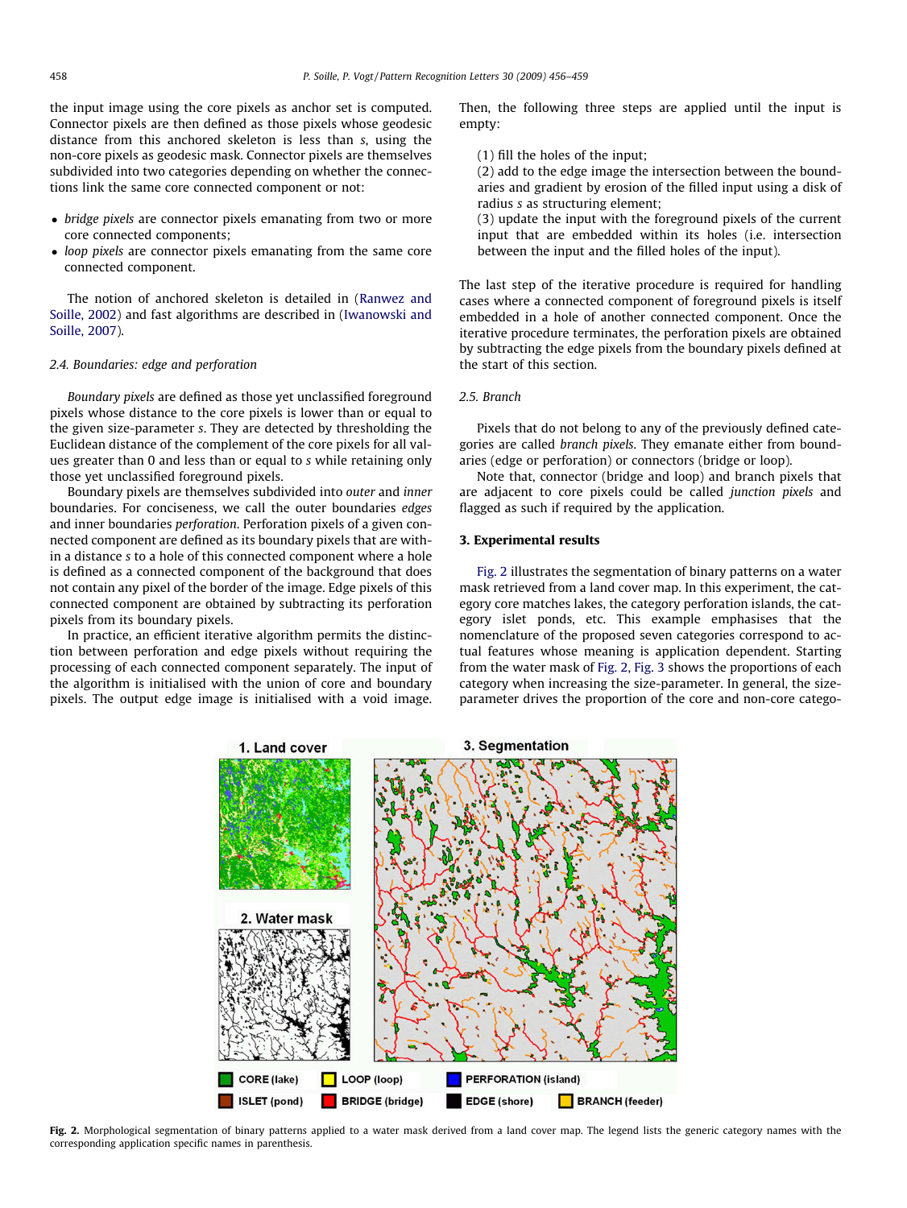the input image using the core pixels as anchor set is computed. Connector pixels are then defined as those pixels whose geodesic distance from this anchored skeleton is less than $s$, using the non-core pixels as geodesic mask. Connector pixels are themselves subdivided into two categories depending on whether the connections link the same core connected component or not:

- *bridge pixels* are connector pixels emanating from two or more core connected components;
- *loop pixels* are connector pixels emanating from the same core connected component.

The notion of anchored skeleton is detailed in (Ranwez and Soille, 2002) and fast algorithms are described in (Iwanowski and Soille, 2007).

### 2.4. Boundaries: edge and perforation

*Boundary pixels* are defined as those yet unclassified foreground pixels whose distance to the core pixels is lower than or equal to the given size-parameter $s$. They are detected by thresholding the Euclidean distance of the complement of the core pixels for all values greater than 0 and less than or equal to $s$ while retaining only those yet unclassified foreground pixels.

Boundary pixels are themselves subdivided into *outer* and *inner* boundaries. For conciseness, we call the outer boundaries *edges* and inner boundaries *perforation*. Perforation pixels of a given connected component are defined as its boundary pixels that are within a distance $s$ to a hole of this connected component where a hole is defined as a connected component of the background that does not contain any pixel of the border of the image. Edge pixels of this connected component are obtained by subtracting its perforation pixels from its boundary pixels.

In practice, an efficient iterative algorithm permits the distinction between perforation and edge pixels without requiring the processing of each connected component separately. The input of the algorithm is initialised with the union of core and boundary pixels. The output edge image is initialised with a void image. Then, the following three steps are applied until the input is empty:

(1) fill the holes of the input;
(2) add to the edge image the intersection between the boundaries and gradient by erosion of the filled input using a disk of radius $s$ as structuring element;
(3) update the input with the foreground pixels of the current input that are embedded within its holes (i.e. intersection between the input and the filled holes of the input).

The last step of the iterative procedure is required for handling cases where a connected component of foreground pixels is itself embedded in a hole of another connected component. Once the iterative procedure terminates, the perforation pixels are obtained by subtracting the edge pixels from the boundary pixels defined at the start of this section.

### 2.5. Branch

Pixels that do not belong to any of the previously defined categories are called *branch pixels*. They emanate either from boundaries (edge or perforation) or connectors (bridge or loop).

Note that, connector (bridge and loop) and branch pixels that are adjacent to core pixels could be called *junction pixels* and flagged as such if required by the application.

## 3. Experimental results

Fig. 2 illustrates the segmentation of binary patterns on a water mask retrieved from a land cover map. In this experiment, the category core matches lakes, the category perforation islands, the category islet ponds, etc. This example emphasises that the nomenclature of the proposed seven categories correspond to actual features whose meaning is application dependent. Starting from the water mask of Fig. 2, Fig. 3 shows the proportions of each category when increasing the size-parameter. In general, the size-parameter drives the proportion of the core and non-core catego-

1. Land cover

2. Water mask

3. Segmentation

CORE (lake)
LOOP (loop)
PERFORATION (island)
ISLET (pond)
BRIDGE (bridge)
EDGE (shore)
BRANCH (feeder)

Fig. 2. Morphological segmentation of binary patterns applied to a water mask derived from a land cover map. The legend lists the generic category names with the corresponding application specific names in parenthesis.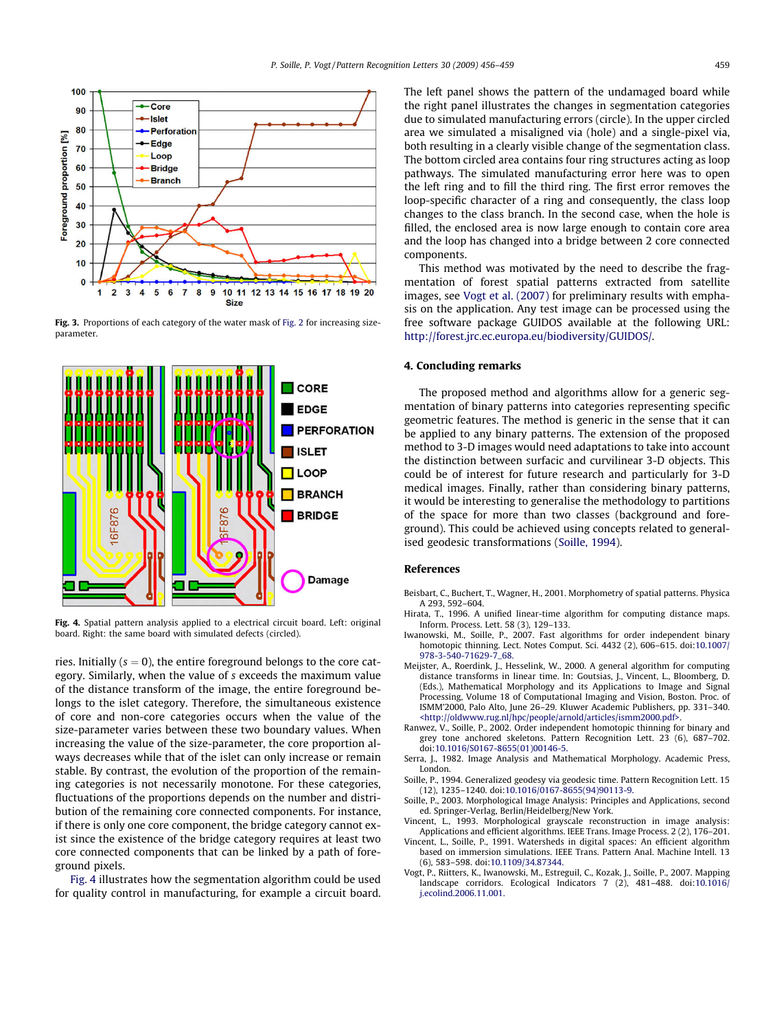100
90
80
70
60
50
40
30
20
10
0

Foreground proportion [%]

Core
Islet
Perforation
Edge
Loop
Bridge
Branch

1 2 3 4 5 6 7 8 9 10 11 12 13 14 15 16 17 18 19 20

Size

**Fig. 3.** Proportions of each category of the water mask of Fig. 2 for increasing size-parameter.

16F876

16F876

CORE
EDGE
PERFORATION
ISLET
LOOP
BRANCH
BRIDGE

Damage

**Fig. 4.** Spatial pattern analysis applied to a electrical circuit board. Left: original board. Right: the same board with simulated defects (circled).

ries. Initially ($s = 0$), the entire foreground belongs to the core category. Similarly, when the value of $s$ exceeds the maximum value of the distance transform of the image, the entire foreground belongs to the islet category. Therefore, the simultaneous existence of core and non-core categories occurs when the value of the size-parameter varies between these two boundary values. When increasing the value of the size-parameter, the core proportion always decreases while that of the islet can only increase or remain stable. By contrast, the evolution of the proportion of the remaining categories is not necessarily monotone. For these categories, fluctuations of the proportions depends on the number and distribution of the remaining core connected components. For instance, if there is only one core component, the bridge category cannot exist since the existence of the bridge category requires at least two core connected components that can be linked by a path of foreground pixels.

Fig. 4 illustrates how the segmentation algorithm could be used for quality control in manufacturing, for example a circuit board. The left panel shows the pattern of the undamaged board while the right panel illustrates the changes in segmentation categories due to simulated manufacturing errors (circle). In the upper circled area we simulated a misaligned via (hole) and a single-pixel via, both resulting in a clearly visible change of the segmentation class. The bottom circled area contains four ring structures acting as loop pathways. The simulated manufacturing error here was to open the left ring and to fill the third ring. The first error removes the loop-specific character of a ring and consequently, the class loop changes to the class branch. In the second case, when the hole is filled, the enclosed area is now large enough to contain core area and the loop has changed into a bridge between 2 core connected components.

This method was motivated by the need to describe the fragmentation of forest spatial patterns extracted from satellite images, see Vogt et al. (2007) for preliminary results with emphasis on the application. Any test image can be processed using the free software package GUIDOS available at the following URL: http://forest.jrc.ec.europa.eu/biodiversity/GUIDOS/.

## 4. Concluding remarks

The proposed method and algorithms allow for a generic segmentation of binary patterns into categories representing specific geometric features. The method is generic in the sense that it can be applied to any binary patterns. The extension of the proposed method to 3-D images would need adaptations to take into account the distinction between surfacic and curvilinear 3-D objects. This could be of interest for future research and particularly for 3-D medical images. Finally, rather than considering binary patterns, it would be interesting to generalise the methodology to partitions of the space for more than two classes (background and foreground). This could be achieved using concepts related to generalised geodesic transformations (Soille, 1994).

## References

Beisbart, C., Buchert, T., Wagner, H., 2001. Morphometry of spatial patterns. Physica A 293, 592–604.

Hirata, T., 1996. A unified linear-time algorithm for computing distance maps. Inform. Process. Lett. 58 (3), 129–133.

Iwanowski, M., Soille, P., 2007. Fast algorithms for order independent binary homotopic thinning. Lect. Notes Comput. Sci. 4432 (2), 606–615. doi:10.1007/978-3-540-71629-7_68.

Meijster, A., Roerdink, J., Hesselink, W., 2000. A general algorithm for computing distance transforms in linear time. In: Goutsias, J., Vincent, L., Bloomberg, D. (Eds.), Mathematical Morphology and its Applications to Image and Signal Processing, Volume 18 of Computational Imaging and Vision, Boston. Proc. of ISMM'2000, Palo Alto, June 26–29. Kluwer Academic Publishers, pp. 331–340. <http://oldwww.rug.nl/hpc/people/arnold/articles/ismm2000.pdf>.

Ranwez, V., Soille, P., 2002. Order independent homotopic thinning for binary and grey tone anchored skeletons. Pattern Recognition Lett. 23 (6), 687–702. doi:10.1016/S0167-8655(01)00146-5.

Serra, J., 1982. Image Analysis and Mathematical Morphology. Academic Press, London.

Soille, P., 1994. Generalized geodesy via geodesic time. Pattern Recognition Lett. 15 (12), 1235–1240. doi:10.1016/0167-8655(94)90113-9.

Soille, P., 2003. Morphological Image Analysis: Principles and Applications, second ed. Springer-Verlag, Berlin/Heidelberg/New York.

Vincent, L., 1993. Morphological grayscale reconstruction in image analysis: Applications and efficient algorithms. IEEE Trans. Image Process. 2 (2), 176–201.

Vincent, L., Soille, P., 1991. Watersheds in digital spaces: An efficient algorithm based on immersion simulations. IEEE Trans. Pattern Anal. Machine Intell. 13 (6), 583–598. doi:10.1109/34.87344.

Vogt, P., Riitters, K., Iwanowski, M., Estreguil, C., Kozak, J., Soille, P., 2007. Mapping landscape corridors. Ecological Indicators 7 (2), 481–488. doi:10.1016/j.ecolind.2006.11.001.